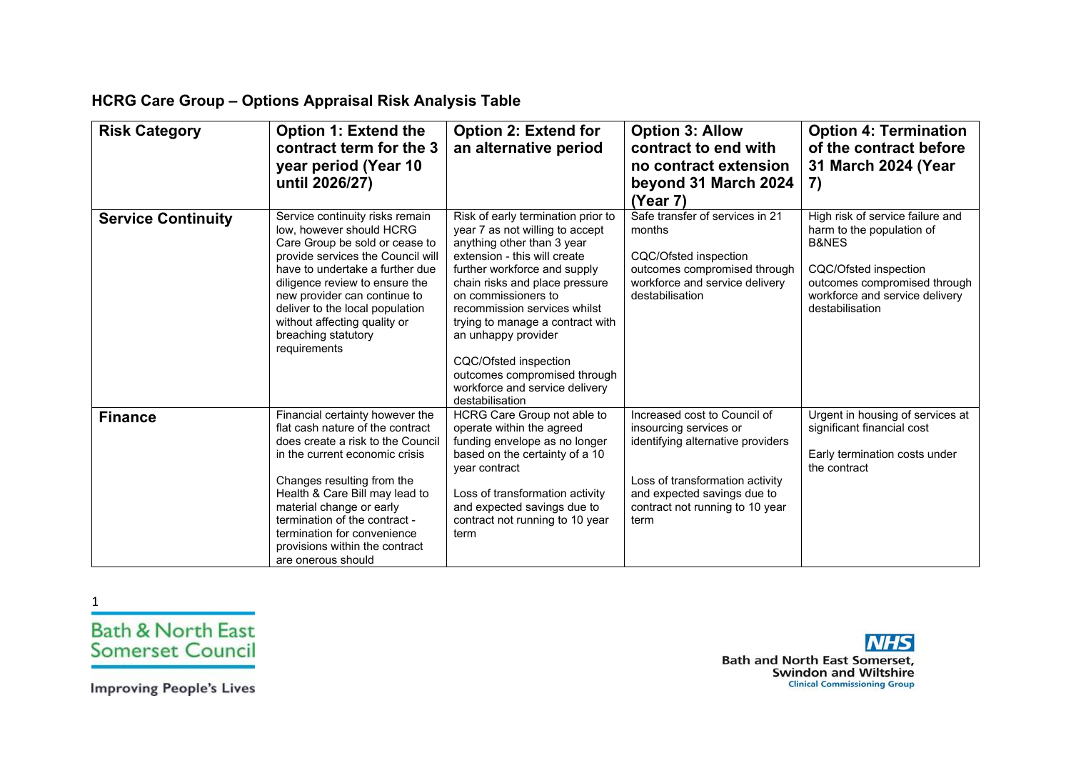## HCRG Care Group – Options Appraisal Risk Analysis Table

| Risk Category | Option 1: Extend the contract term for the 3 year period (Year 10 until 2026/27) | Option 2: Extend for an alternative period | Option 3: Allow contract to end with no contract extension beyond 31 March 2024 (Year 7) | Option 4: Termination of the contract before 31 March 2024 (Year 7) |
|---|---|---|---|---|
| **Service Continuity** | Service continuity risks remain low, however should HCRG Care Group be sold or cease to provide services the Council will have to undertake a further due diligence review to ensure the new provider can continue to deliver to the local population without affecting quality or breaching statutory requirements | Risk of early termination prior to year 7 as not willing to accept anything other than 3 year extension - this will create further workforce and supply chain risks and place pressure on commissioners to recommission services whilst trying to manage a contract with an unhappy provider<br><br>CQC/Ofsted inspection outcomes compromised through workforce and service delivery destabilisation | Safe transfer of services in 21 months<br><br>CQC/Ofsted inspection outcomes compromised through workforce and service delivery destabilisation | High risk of service failure and harm to the population of B&NES<br><br>CQC/Ofsted inspection outcomes compromised through workforce and service delivery destabilisation |
| **Finance** | Financial certainty however the flat cash nature of the contract does create a risk to the Council in the current economic crisis<br><br>Changes resulting from the Health & Care Bill may lead to material change or early termination of the contract - termination for convenience provisions within the contract are onerous should | HCRG Care Group not able to operate within the agreed funding envelope as no longer based on the certainty of a 10 year contract<br><br>Loss of transformation activity and expected savings due to contract not running to 10 year term | Increased cost to Council of insourcing services or identifying alternative providers<br><br>Loss of transformation activity and expected savings due to contract not running to 10 year term | Urgent in housing of services at significant financial cost<br><br>Early termination costs under the contract |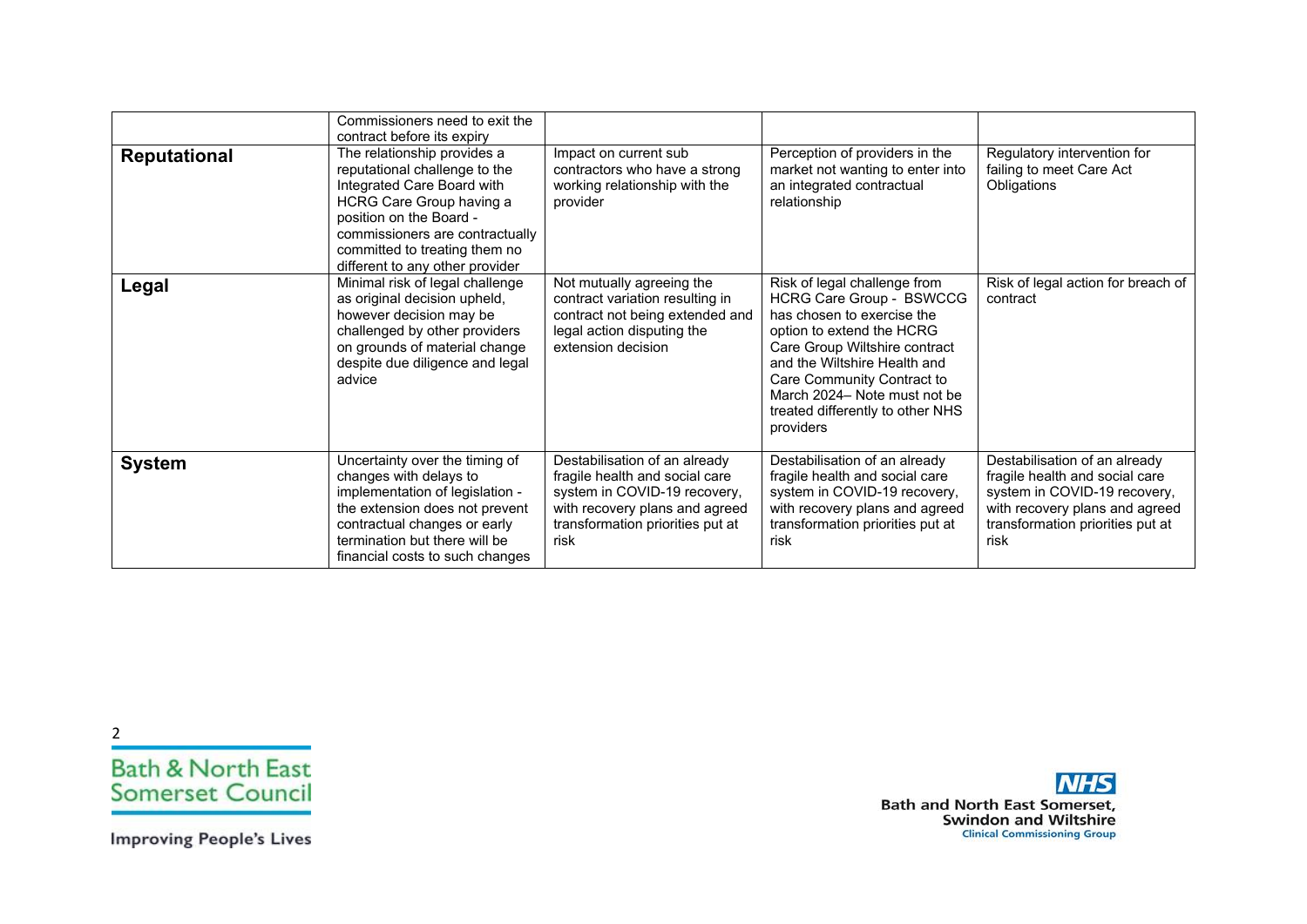| | | | | |
|---|---|---|---|---|
| | Commissioners need to exit the contract before its expiry | | | |
| **Reputational** | The relationship provides a reputational challenge to the Integrated Care Board with HCRG Care Group having a position on the Board - commissioners are contractually committed to treating them no different to any other provider | Impact on current sub contractors who have a strong working relationship with the provider | Perception of providers in the market not wanting to enter into an integrated contractual relationship | Regulatory intervention for failing to meet Care Act Obligations |
| **Legal** | Minimal risk of legal challenge as original decision upheld, however decision may be challenged by other providers on grounds of material change despite due diligence and legal advice | Not mutually agreeing the contract variation resulting in contract not being extended and legal action disputing the extension decision | Risk of legal challenge from HCRG Care Group - BSWCCG has chosen to exercise the option to extend the HCRG Care Group Wiltshire contract and the Wiltshire Health and Care Community Contract to March 2024– Note must not be treated differently to other NHS providers | Risk of legal action for breach of contract |
| **System** | Uncertainty over the timing of changes with delays to implementation of legislation - the extension does not prevent contractual changes or early termination but there will be financial costs to such changes | Destabilisation of an already fragile health and social care system in COVID-19 recovery, with recovery plans and agreed transformation priorities put at risk | Destabilisation of an already fragile health and social care system in COVID-19 recovery, with recovery plans and agreed transformation priorities put at risk | Destabilisation of an already fragile health and social care system in COVID-19 recovery, with recovery plans and agreed transformation priorities put at risk |